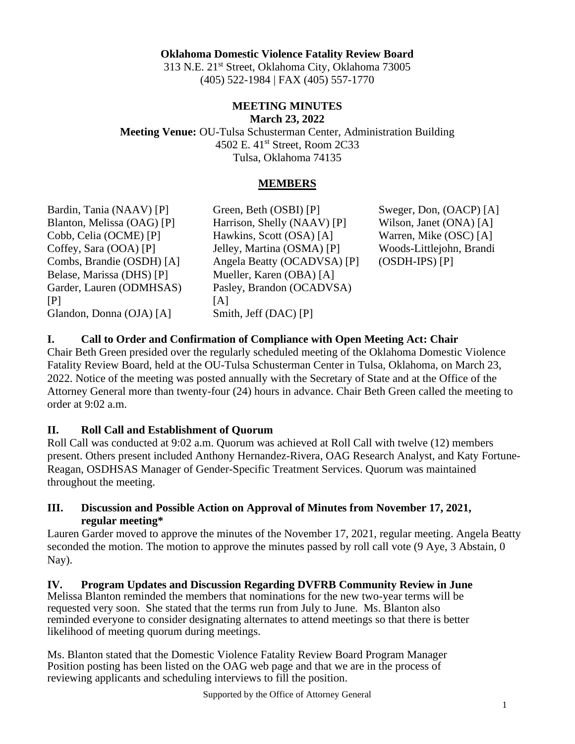**Oklahoma Domestic Violence Fatality Review Board**
313 N.E. 21st Street, Oklahoma City, Oklahoma 73005
(405) 522-1984 | FAX (405) 557-1770

# MEETING MINUTES

**March 23, 2022**

**Meeting Venue:** OU-Tulsa Schusterman Center, Administration Building
4502 E. 41st Street, Room 2C33
Tulsa, Oklahoma 74135

## MEMBERS

Bardin, Tania (NAAV) [P]
Blanton, Melissa (OAG) [P]
Cobb, Celia (OCME) [P]
Coffey, Sara (OOA) [P]
Combs, Brandie (OSDH) [A]
Belase, Marissa (DHS) [P]
Garder, Lauren (ODMHSAS) [P]
Glandon, Donna (OJA) [A]
Green, Beth (OSBI) [P]
Harrison, Shelly (NAAV) [P]
Hawkins, Scott (OSA) [A]
Jelley, Martina (OSMA) [P]
Angela Beatty (OCADVSA) [P]
Mueller, Karen (OBA) [A]
Pasley, Brandon (OCADVSA) [A]
Smith, Jeff (DAC) [P]
Sweger, Don, (OACP) [A]
Wilson, Janet (ONA) [A]
Warren, Mike (OSC) [A]
Woods-Littlejohn, Brandi (OSDH-IPS) [P]

### I. Call to Order and Confirmation of Compliance with Open Meeting Act: Chair

Chair Beth Green presided over the regularly scheduled meeting of the Oklahoma Domestic Violence Fatality Review Board, held at the OU-Tulsa Schusterman Center in Tulsa, Oklahoma, on March 23, 2022. Notice of the meeting was posted annually with the Secretary of State and at the Office of the Attorney General more than twenty-four (24) hours in advance. Chair Beth Green called the meeting to order at 9:02 a.m.

### II. Roll Call and Establishment of Quorum

Roll Call was conducted at 9:02 a.m. Quorum was achieved at Roll Call with twelve (12) members present. Others present included Anthony Hernandez-Rivera, OAG Research Analyst, and Katy Fortune-Reagan, OSDHSAS Manager of Gender-Specific Treatment Services. Quorum was maintained throughout the meeting.

### III. Discussion and Possible Action on Approval of Minutes from November 17, 2021, regular meeting*

Lauren Garder moved to approve the minutes of the November 17, 2021, regular meeting. Angela Beatty seconded the motion. The motion to approve the minutes passed by roll call vote (9 Aye, 3 Abstain, 0 Nay).

### IV. Program Updates and Discussion Regarding DVFRB Community Review in June

Melissa Blanton reminded the members that nominations for the new two-year terms will be requested very soon. She stated that the terms run from July to June. Ms. Blanton also reminded everyone to consider designating alternates to attend meetings so that there is better likelihood of meeting quorum during meetings.

Ms. Blanton stated that the Domestic Violence Fatality Review Board Program Manager Position posting has been listed on the OAG web page and that we are in the process of reviewing applicants and scheduling interviews to fill the position.

Supported by the Office of Attorney General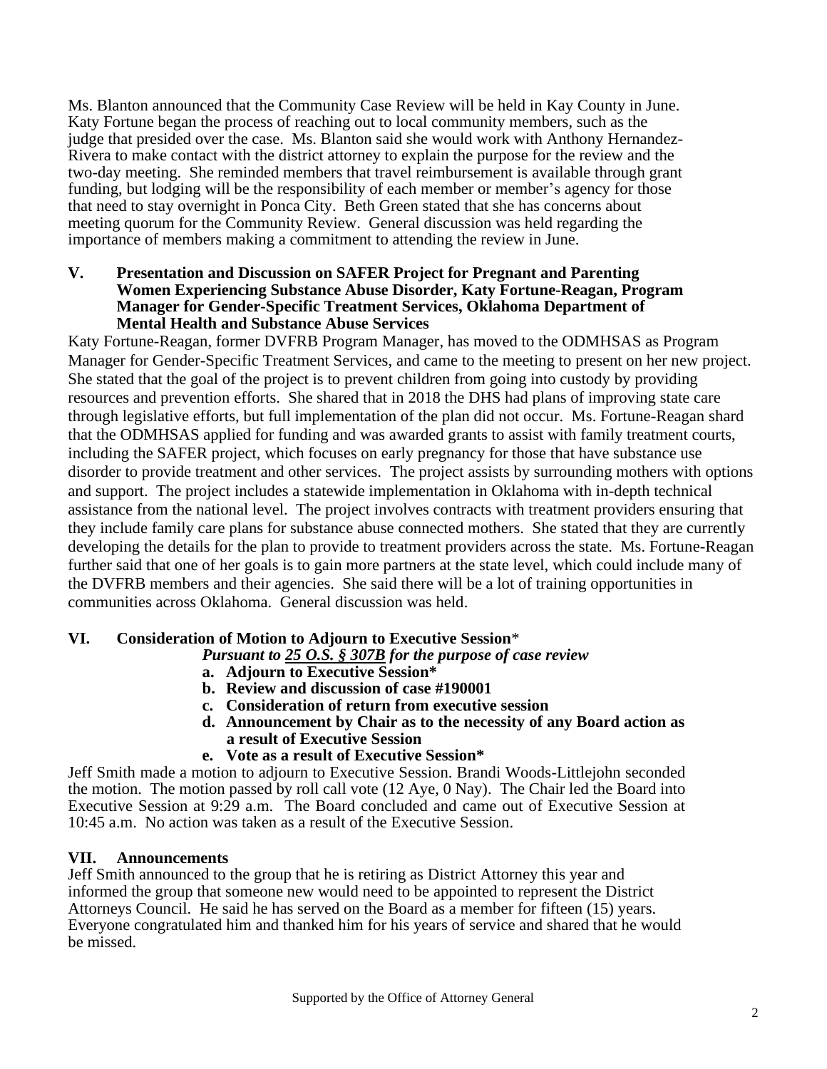Ms. Blanton announced that the Community Case Review will be held in Kay County in June. Katy Fortune began the process of reaching out to local community members, such as the judge that presided over the case. Ms. Blanton said she would work with Anthony Hernandez-Rivera to make contact with the district attorney to explain the purpose for the review and the two-day meeting. She reminded members that travel reimbursement is available through grant funding, but lodging will be the responsibility of each member or member's agency for those that need to stay overnight in Ponca City. Beth Green stated that she has concerns about meeting quorum for the Community Review. General discussion was held regarding the importance of members making a commitment to attending the review in June.

## V. Presentation and Discussion on SAFER Project for Pregnant and Parenting Women Experiencing Substance Abuse Disorder, Katy Fortune-Reagan, Program Manager for Gender-Specific Treatment Services, Oklahoma Department of Mental Health and Substance Abuse Services

Katy Fortune-Reagan, former DVFRB Program Manager, has moved to the ODMHSAS as Program Manager for Gender-Specific Treatment Services, and came to the meeting to present on her new project. She stated that the goal of the project is to prevent children from going into custody by providing resources and prevention efforts. She shared that in 2018 the DHS had plans of improving state care through legislative efforts, but full implementation of the plan did not occur. Ms. Fortune-Reagan shard that the ODMHSAS applied for funding and was awarded grants to assist with family treatment courts, including the SAFER project, which focuses on early pregnancy for those that have substance use disorder to provide treatment and other services. The project assists by surrounding mothers with options and support. The project includes a statewide implementation in Oklahoma with in-depth technical assistance from the national level. The project involves contracts with treatment providers ensuring that they include family care plans for substance abuse connected mothers. She stated that they are currently developing the details for the plan to provide to treatment providers across the state. Ms. Fortune-Reagan further said that one of her goals is to gain more partners at the state level, which could include many of the DVFRB members and their agencies. She said there will be a lot of training opportunities in communities across Oklahoma. General discussion was held.

## VI. Consideration of Motion to Adjourn to Executive Session*

***Pursuant to 25 O.S. § 307B for the purpose of case review***

- **a. Adjourn to Executive Session***
- **b. Review and discussion of case #190001**
- **c. Consideration of return from executive session**
- **d. Announcement by Chair as to the necessity of any Board action as a result of Executive Session**
- **e. Vote as a result of Executive Session***

Jeff Smith made a motion to adjourn to Executive Session. Brandi Woods-Littlejohn seconded the motion. The motion passed by roll call vote (12 Aye, 0 Nay). The Chair led the Board into Executive Session at 9:29 a.m. The Board concluded and came out of Executive Session at 10:45 a.m. No action was taken as a result of the Executive Session.

## VII. Announcements

Jeff Smith announced to the group that he is retiring as District Attorney this year and informed the group that someone new would need to be appointed to represent the District Attorneys Council. He said he has served on the Board as a member for fifteen (15) years. Everyone congratulated him and thanked him for his years of service and shared that he would be missed.

Supported by the Office of Attorney General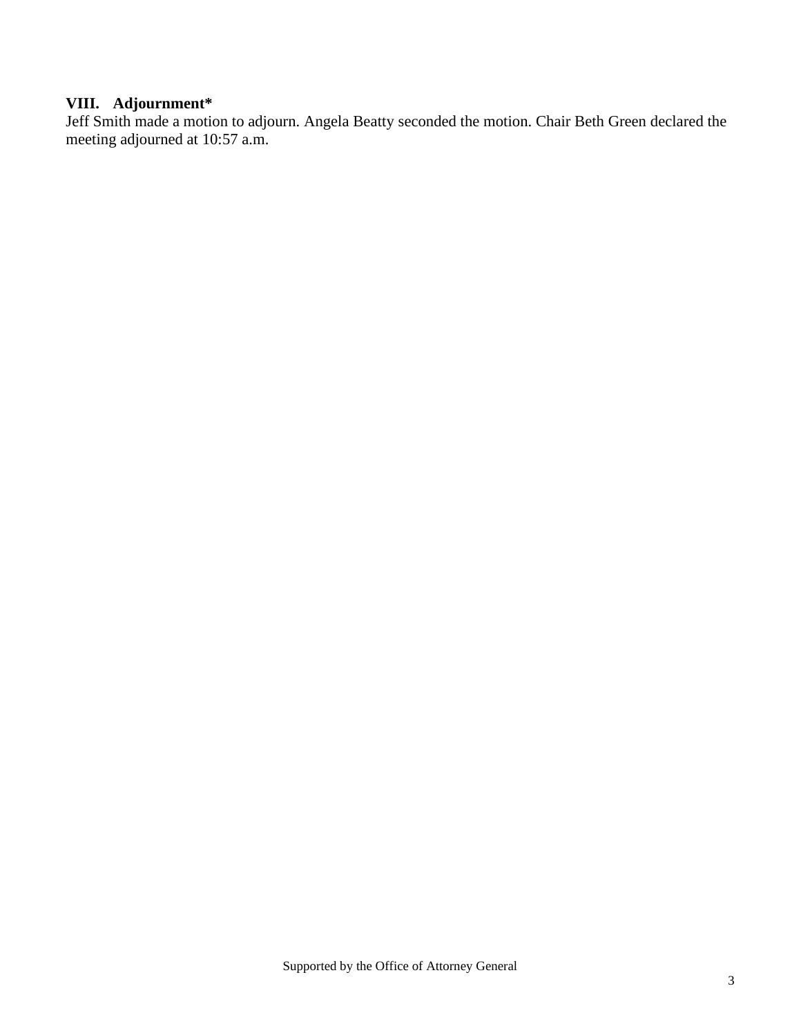**VIII. Adjournment***

Jeff Smith made a motion to adjourn. Angela Beatty seconded the motion. Chair Beth Green declared the meeting adjourned at 10:57 a.m.

Supported by the Office of Attorney General